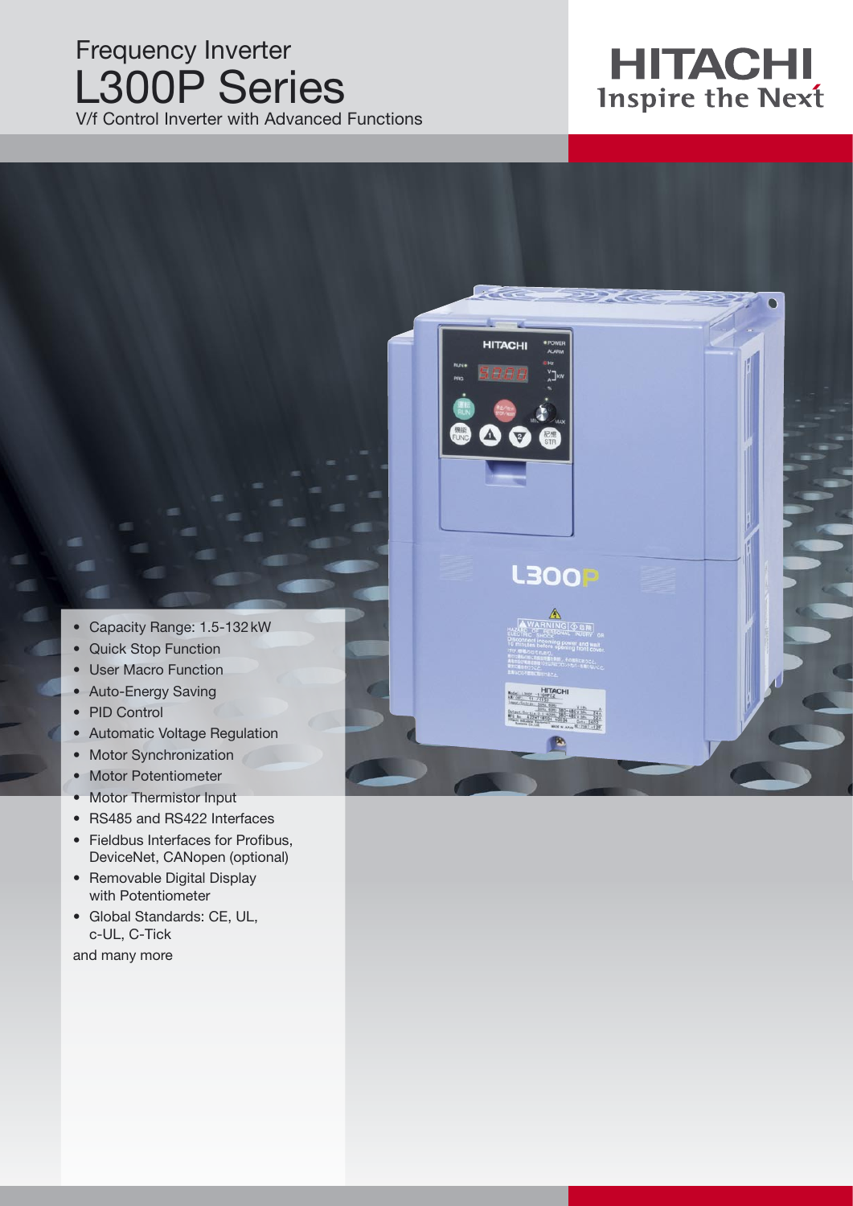# Frequency Inverter
# L300P Series
## V/f Control Inverter with Advanced Functions

HITACHI
Inspire the Next

- Capacity Range: 1.5-132 kW
- Quick Stop Function
- User Macro Function
- Auto-Energy Saving
- PID Control
- Automatic Voltage Regulation
- Motor Synchronization
- Motor Potentiometer
- Motor Thermistor Input
- RS485 and RS422 Interfaces
- Fieldbus Interfaces for Profibus, DeviceNet, CANopen (optional)
- Removable Digital Display with Potentiometer
- Global Standards: CE, UL, c-UL, C-Tick

and many more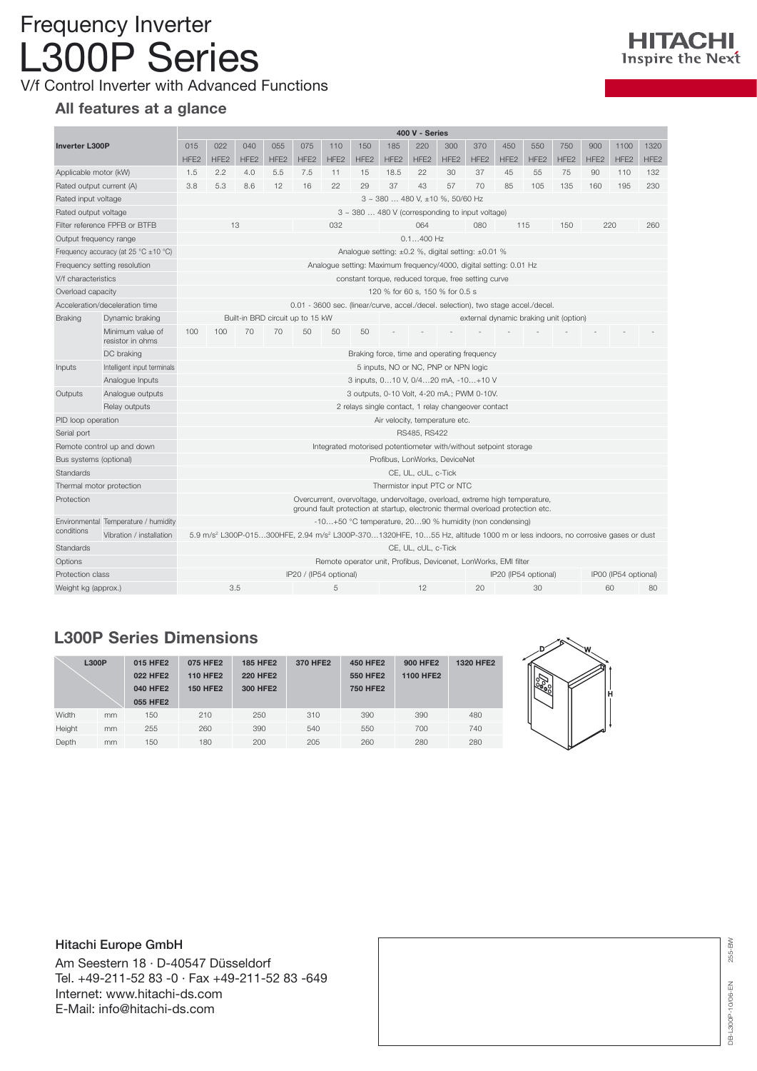# Frequency Inverter
# L300P Series

V/f Control Inverter with Advanced Functions

## All features at a glance

| Inverter L300P | | 400 V - Series | | | | | | | | | | | | | | | | |
|---|---|---|---|---|---|---|---|---|---|---|---|---|---|---|---|---|---|---|
| | | 015 HFE2 | 022 HFE2 | 040 HFE2 | 055 HFE2 | 075 HFE2 | 110 HFE2 | 150 HFE2 | 185 HFE2 | 220 HFE2 | 300 HFE2 | 370 HFE2 | 450 HFE2 | 550 HFE2 | 750 HFE2 | 900 HFE2 | 1100 HFE2 | 1320 HFE2 |
| Applicable motor (kW) | | 1.5 | 2.2 | 4.0 | 5.5 | 7.5 | 11 | 15 | 18.5 | 22 | 30 | 37 | 45 | 55 | 75 | 90 | 110 | 132 |
| Rated output current (A) | | 3.8 | 5.3 | 8.6 | 12 | 16 | 22 | 29 | 37 | 43 | 57 | 70 | 85 | 105 | 135 | 160 | 195 | 230 |
| Rated input voltage | | 3 ~ 380 … 480 V, ±10 %, 50/60 Hz | | | | | | | | | | | | | | | | |
| Rated output voltage | | 3 ~ 380 … 480 V (corresponding to input voltage) | | | | | | | | | | | | | | | | |
| Filter reference FPFB or BTFB | | 13 | | | | 032 | | | 064 | | | 080 | 115 | | 150 | 220 | | 260 |
| Output frequency range | | 0.1…400 Hz | | | | | | | | | | | | | | | | |
| Frequency accuracy (at 25 °C ±10 °C) | | Analogue setting: ±0.2 %, digital setting: ±0.01 % | | | | | | | | | | | | | | | | |
| Frequency setting resolution | | Analogue setting: Maximum frequency/4000, digital setting: 0.01 Hz | | | | | | | | | | | | | | | | |
| V/f characteristics | | constant torque, reduced torque, free setting curve | | | | | | | | | | | | | | | | |
| Overload capacity | | 120 % for 60 s, 150 % for 0.5 s | | | | | | | | | | | | | | | | |
| Acceleration/deceleration time | | 0.01 - 3600 sec. (linear/curve, accel./decel. selection), two stage accel./decel. | | | | | | | | | | | | | | | | |
| Braking | Dynamic braking | Built-in BRD circuit up to 15 kW | | | | | | | external dynamic braking unit (option) | | | | | | | | | |
| | Minimum value of resistor in ohms | 100 | 100 | 70 | 70 | 50 | 50 | 50 | - | - | - | - | - | - | - | - | - | - |
| | DC braking | Braking force, time and operating frequency | | | | | | | | | | | | | | | | |
| Inputs | Intelligent input terminals | 5 inputs, NO or NC, PNP or NPN logic | | | | | | | | | | | | | | | | |
| | Analogue Inputs | 3 inputs, 0…10 V, 0/4…20 mA, -10…+10 V | | | | | | | | | | | | | | | | |
| Outputs | Analogue outputs | 3 outputs, 0-10 Volt, 4-20 mA.; PWM 0-10V. | | | | | | | | | | | | | | | | |
| | Relay outputs | 2 relays single contact, 1 relay changeover contact | | | | | | | | | | | | | | | | |
| PID loop operation | | Air velocity, temperature etc. | | | | | | | | | | | | | | | | |
| Serial port | | RS485, RS422 | | | | | | | | | | | | | | | | |
| Remote control up and down | | Integrated motorised potentiometer with/without setpoint storage | | | | | | | | | | | | | | | | |
| Bus systems (optional) | | Profibus, LonWorks, DeviceNet | | | | | | | | | | | | | | | | |
| Standards | | CE, UL, cUL, c-Tick | | | | | | | | | | | | | | | | |
| Thermal motor protection | | Thermistor input PTC or NTC | | | | | | | | | | | | | | | | |
| Protection | | Overcurrent, overvoltage, undervoltage, overload, extreme high temperature, ground fault protection at startup, electronic thermal overload protection etc. | | | | | | | | | | | | | | | | |
| Environmental conditions | Temperature / humidity | -10…+50 °C temperature, 20…90 % humidity (non condensing) | | | | | | | | | | | | | | | | |
| | Vibration / installation | 5.9 m/s² L300P-015…300HFE, 2.94 m/s² L300P-370…1320HFE, 10…55 Hz, altitude 1000 m or less indoors, no corrosive gases or dust | | | | | | | | | | | | | | | | |
| Standards | | CE, UL, cUL, c-Tick | | | | | | | | | | | | | | | | |
| Options | | Remote operator unit, Profibus, Devicenet, LonWorks, EMI filter | | | | | | | | | | | | | | | | |
| Protection class | | IP20 / (IP54 optional) | | | | | | | | | | IP20 (IP54 optional) | | | | IP00 (IP54 optional) | | |
| Weight kg (approx.) | | 3.5 | | | | 5 | | | 12 | | | 20 | 30 | | | 60 | | 80 |

## L300P Series Dimensions

| L300P | | 015 HFE2<br>022 HFE2<br>040 HFE2<br>055 HFE2 | 075 HFE2<br>110 HFE2<br>150 HFE2 | 185 HFE2<br>220 HFE2<br>300 HFE2 | 370 HFE2 | 450 HFE2<br>550 HFE2<br>750 HFE2 | 900 HFE2<br>1100 HFE2 | 1320 HFE2 |
|---|---|---|---|---|---|---|---|---|
| Width | mm | 150 | 210 | 250 | 310 | 390 | 390 | 480 |
| Height | mm | 255 | 260 | 390 | 540 | 550 | 700 | 740 |
| Depth | mm | 150 | 180 | 200 | 205 | 260 | 280 | 280 |

D W H

**Hitachi Europe GmbH**

Am Seestern 18 · D-40547 Düsseldorf
Tel. +49-211-52 83 -0 · Fax +49-211-52 83 -649
Internet: www.hitachi-ds.com
E-Mail: info@hitachi-ds.com

DB-L300P-10/06-EN 255-BW